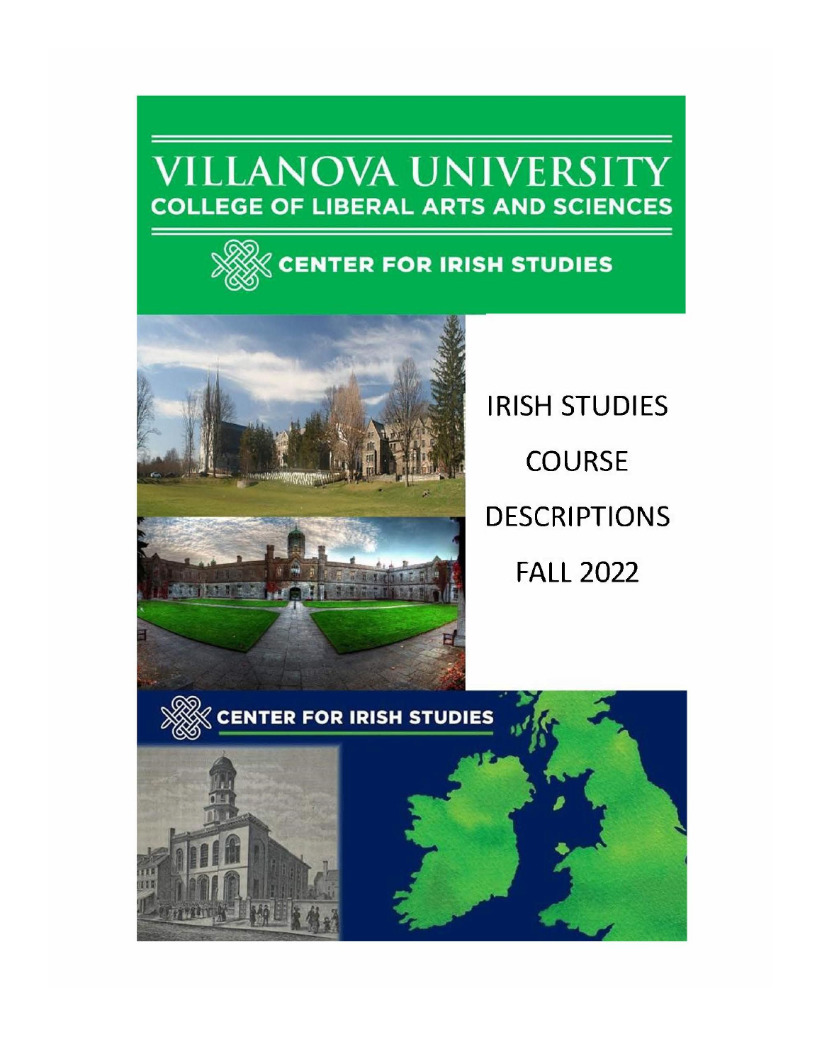# VILLANOVA UNIVERSITY

## COLLEGE OF LIBERAL ARTS AND SCIENCES

### CENTER FOR IRISH STUDIES

IRISH STUDIES

COURSE

DESCRIPTIONS

FALL 2022

CENTER FOR IRISH STUDIES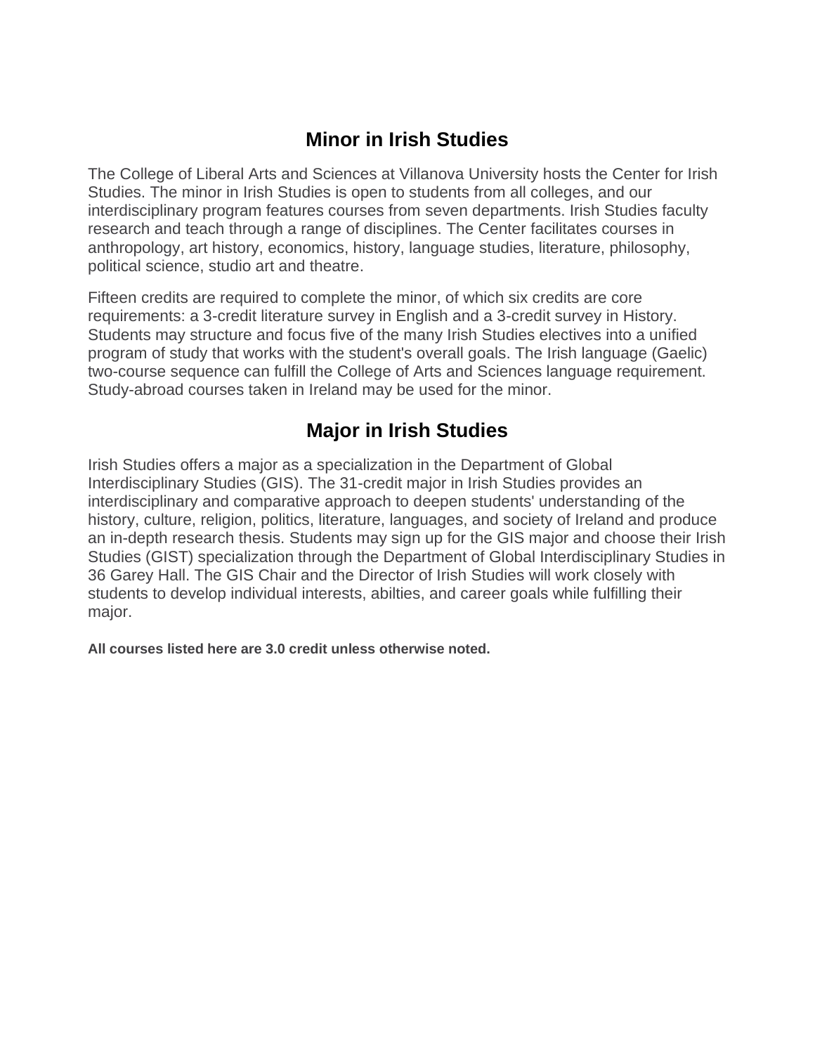## Minor in Irish Studies

The College of Liberal Arts and Sciences at Villanova University hosts the Center for Irish Studies. The minor in Irish Studies is open to students from all colleges, and our interdisciplinary program features courses from seven departments. Irish Studies faculty research and teach through a range of disciplines. The Center facilitates courses in anthropology, art history, economics, history, language studies, literature, philosophy, political science, studio art and theatre.

Fifteen credits are required to complete the minor, of which six credits are core requirements: a 3-credit literature survey in English and a 3-credit survey in History. Students may structure and focus five of the many Irish Studies electives into a unified program of study that works with the student's overall goals. The Irish language (Gaelic) two-course sequence can fulfill the College of Arts and Sciences language requirement. Study-abroad courses taken in Ireland may be used for the minor.

## Major in Irish Studies

Irish Studies offers a major as a specialization in the Department of Global Interdisciplinary Studies (GIS). The 31-credit major in Irish Studies provides an interdisciplinary and comparative approach to deepen students' understanding of the history, culture, religion, politics, literature, languages, and society of Ireland and produce an in-depth research thesis. Students may sign up for the GIS major and choose their Irish Studies (GIST) specialization through the Department of Global Interdisciplinary Studies in 36 Garey Hall. The GIS Chair and the Director of Irish Studies will work closely with students to develop individual interests, abilties, and career goals while fulfilling their major.

**All courses listed here are 3.0 credit unless otherwise noted.**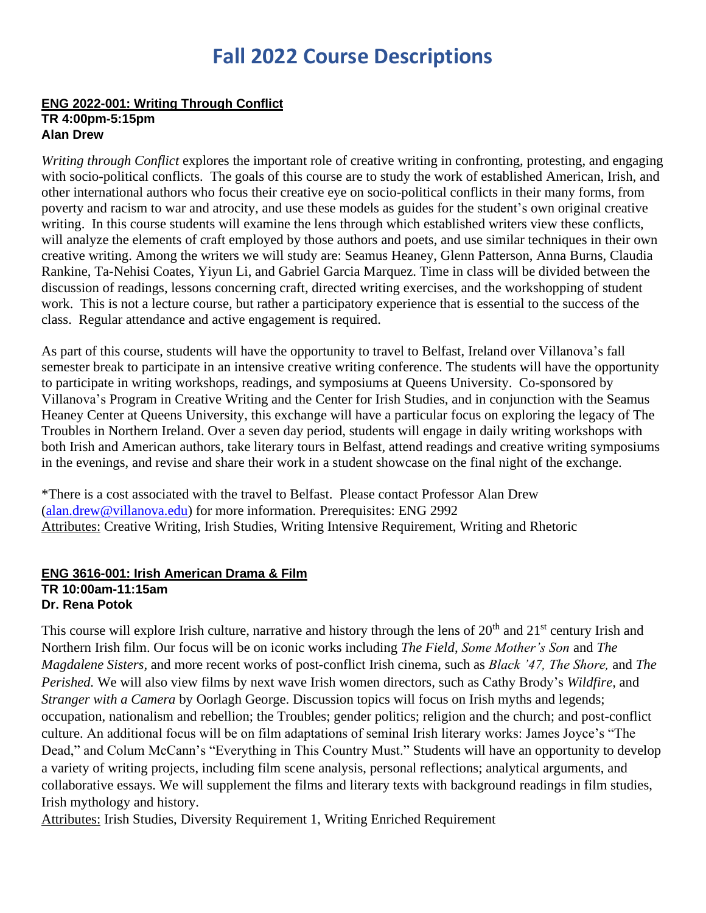# Fall 2022 Course Descriptions

**ENG 2022-001: Writing Through Conflict**
**TR 4:00pm-5:15pm**
**Alan Drew**

*Writing through Conflict* explores the important role of creative writing in confronting, protesting, and engaging with socio-political conflicts. The goals of this course are to study the work of established American, Irish, and other international authors who focus their creative eye on socio-political conflicts in their many forms, from poverty and racism to war and atrocity, and use these models as guides for the student's own original creative writing. In this course students will examine the lens through which established writers view these conflicts, will analyze the elements of craft employed by those authors and poets, and use similar techniques in their own creative writing. Among the writers we will study are: Seamus Heaney, Glenn Patterson, Anna Burns, Claudia Rankine, Ta-Nehisi Coates, Yiyun Li, and Gabriel Garcia Marquez. Time in class will be divided between the discussion of readings, lessons concerning craft, directed writing exercises, and the workshopping of student work. This is not a lecture course, but rather a participatory experience that is essential to the success of the class. Regular attendance and active engagement is required.

As part of this course, students will have the opportunity to travel to Belfast, Ireland over Villanova's fall semester break to participate in an intensive creative writing conference. The students will have the opportunity to participate in writing workshops, readings, and symposiums at Queens University. Co-sponsored by Villanova's Program in Creative Writing and the Center for Irish Studies, and in conjunction with the Seamus Heaney Center at Queens University, this exchange will have a particular focus on exploring the legacy of The Troubles in Northern Ireland. Over a seven day period, students will engage in daily writing workshops with both Irish and American authors, take literary tours in Belfast, attend readings and creative writing symposiums in the evenings, and revise and share their work in a student showcase on the final night of the exchange.

*There is a cost associated with the travel to Belfast. Please contact Professor Alan Drew (alan.drew@villanova.edu) for more information. Prerequisites: ENG 2992
Attributes: Creative Writing, Irish Studies, Writing Intensive Requirement, Writing and Rhetoric

**ENG 3616-001: Irish American Drama & Film**
**TR 10:00am-11:15am**
**Dr. Rena Potok**

This course will explore Irish culture, narrative and history through the lens of 20th and 21st century Irish and Northern Irish film. Our focus will be on iconic works including *The Field*, *Some Mother's Son* and *The Magdalene Sisters,* and more recent works of post-conflict Irish cinema, such as *Black '47, The Shore,* and *The Perished.* We will also view films by next wave Irish women directors, such as Cathy Brody's *Wildfire,* and *Stranger with a Camera* by Oorlagh George. Discussion topics will focus on Irish myths and legends; occupation, nationalism and rebellion; the Troubles; gender politics; religion and the church; and post-conflict culture. An additional focus will be on film adaptations of seminal Irish literary works: James Joyce's "The Dead," and Colum McCann's "Everything in This Country Must." Students will have an opportunity to develop a variety of writing projects, including film scene analysis, personal reflections; analytical arguments, and collaborative essays. We will supplement the films and literary texts with background readings in film studies, Irish mythology and history.
Attributes: Irish Studies, Diversity Requirement 1, Writing Enriched Requirement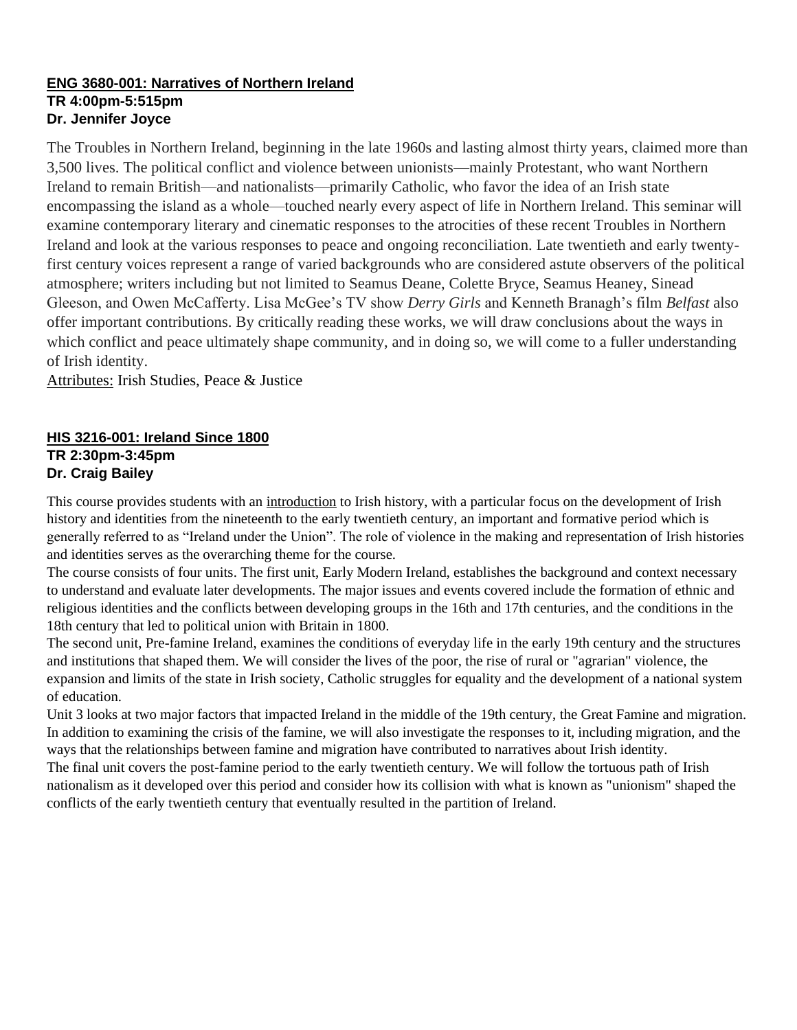**ENG 3680-001: Narratives of Northern Ireland**
**TR 4:00pm-5:515pm**
**Dr. Jennifer Joyce**

The Troubles in Northern Ireland, beginning in the late 1960s and lasting almost thirty years, claimed more than 3,500 lives. The political conflict and violence between unionists—mainly Protestant, who want Northern Ireland to remain British—and nationalists—primarily Catholic, who favor the idea of an Irish state encompassing the island as a whole—touched nearly every aspect of life in Northern Ireland. This seminar will examine contemporary literary and cinematic responses to the atrocities of these recent Troubles in Northern Ireland and look at the various responses to peace and ongoing reconciliation. Late twentieth and early twenty-first century voices represent a range of varied backgrounds who are considered astute observers of the political atmosphere; writers including but not limited to Seamus Deane, Colette Bryce, Seamus Heaney, Sinead Gleeson, and Owen McCafferty. Lisa McGee's TV show *Derry Girls* and Kenneth Branagh's film *Belfast* also offer important contributions. By critically reading these works, we will draw conclusions about the ways in which conflict and peace ultimately shape community, and in doing so, we will come to a fuller understanding of Irish identity.

Attributes: Irish Studies, Peace & Justice

**HIS 3216-001: Ireland Since 1800**
**TR 2:30pm-3:45pm**
**Dr. Craig Bailey**

This course provides students with an introduction to Irish history, with a particular focus on the development of Irish history and identities from the nineteenth to the early twentieth century, an important and formative period which is generally referred to as "Ireland under the Union". The role of violence in the making and representation of Irish histories and identities serves as the overarching theme for the course.

The course consists of four units. The first unit, Early Modern Ireland, establishes the background and context necessary to understand and evaluate later developments. The major issues and events covered include the formation of ethnic and religious identities and the conflicts between developing groups in the 16th and 17th centuries, and the conditions in the 18th century that led to political union with Britain in 1800.

The second unit, Pre-famine Ireland, examines the conditions of everyday life in the early 19th century and the structures and institutions that shaped them. We will consider the lives of the poor, the rise of rural or "agrarian" violence, the expansion and limits of the state in Irish society, Catholic struggles for equality and the development of a national system of education.

Unit 3 looks at two major factors that impacted Ireland in the middle of the 19th century, the Great Famine and migration. In addition to examining the crisis of the famine, we will also investigate the responses to it, including migration, and the ways that the relationships between famine and migration have contributed to narratives about Irish identity.

The final unit covers the post-famine period to the early twentieth century. We will follow the tortuous path of Irish nationalism as it developed over this period and consider how its collision with what is known as "unionism" shaped the conflicts of the early twentieth century that eventually resulted in the partition of Ireland.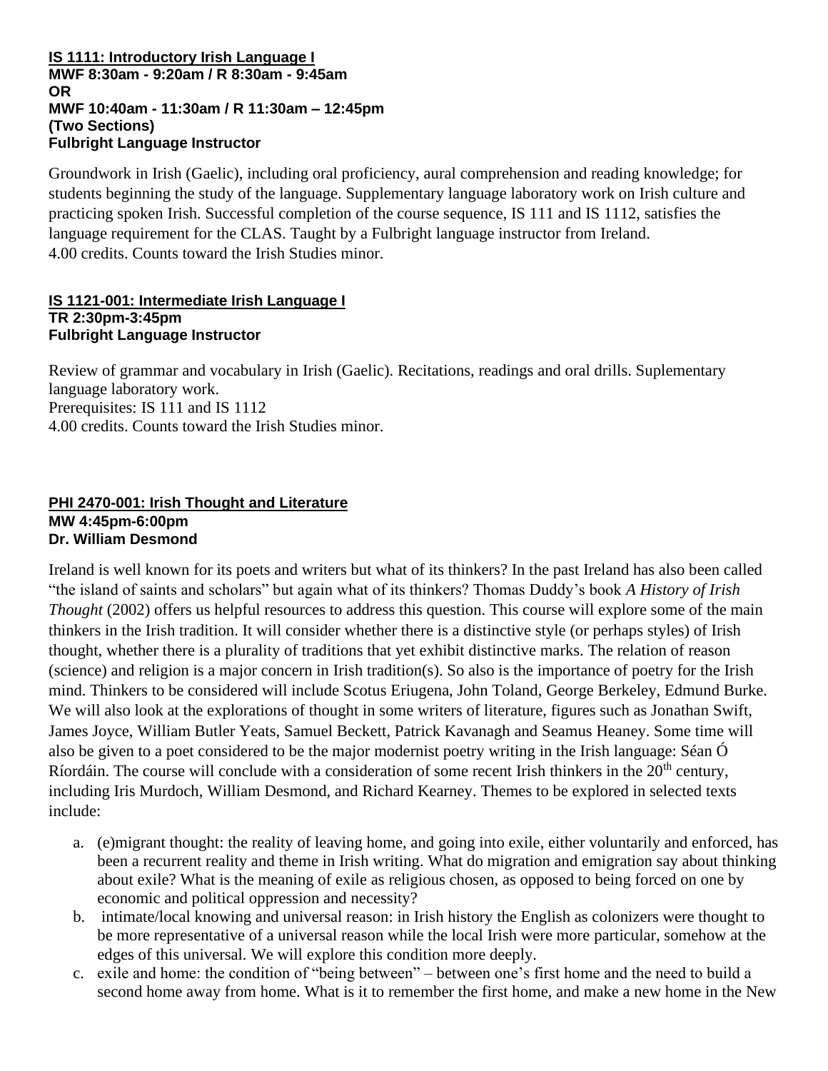**IS 1111: Introductory Irish Language I**
**MWF 8:30am - 9:20am / R 8:30am - 9:45am**
**OR**
**MWF 10:40am - 11:30am / R 11:30am – 12:45pm**
**(Two Sections)**
**Fulbright Language Instructor**

Groundwork in Irish (Gaelic), including oral proficiency, aural comprehension and reading knowledge; for students beginning the study of the language. Supplementary language laboratory work on Irish culture and practicing spoken Irish. Successful completion of the course sequence, IS 111 and IS 1112, satisfies the language requirement for the CLAS. Taught by a Fulbright language instructor from Ireland.
4.00 credits. Counts toward the Irish Studies minor.

**IS 1121-001: Intermediate Irish Language I**
**TR 2:30pm-3:45pm**
**Fulbright Language Instructor**

Review of grammar and vocabulary in Irish (Gaelic). Recitations, readings and oral drills. Suplementary language laboratory work.
Prerequisites: IS 111 and IS 1112
4.00 credits. Counts toward the Irish Studies minor.

**PHI 2470-001: Irish Thought and Literature**
**MW 4:45pm-6:00pm**
**Dr. William Desmond**

Ireland is well known for its poets and writers but what of its thinkers? In the past Ireland has also been called "the island of saints and scholars" but again what of its thinkers? Thomas Duddy's book *A History of Irish Thought* (2002) offers us helpful resources to address this question. This course will explore some of the main thinkers in the Irish tradition. It will consider whether there is a distinctive style (or perhaps styles) of Irish thought, whether there is a plurality of traditions that yet exhibit distinctive marks. The relation of reason (science) and religion is a major concern in Irish tradition(s). So also is the importance of poetry for the Irish mind. Thinkers to be considered will include Scotus Eriugena, John Toland, George Berkeley, Edmund Burke. We will also look at the explorations of thought in some writers of literature, figures such as Jonathan Swift, James Joyce, William Butler Yeats, Samuel Beckett, Patrick Kavanagh and Seamus Heaney. Some time will also be given to a poet considered to be the major modernist poetry writing in the Irish language: Séan Ó Ríordáin. The course will conclude with a consideration of some recent Irish thinkers in the 20th century, including Iris Murdoch, William Desmond, and Richard Kearney. Themes to be explored in selected texts include:

a. (e)migrant thought: the reality of leaving home, and going into exile, either voluntarily and enforced, has been a recurrent reality and theme in Irish writing. What do migration and emigration say about thinking about exile? What is the meaning of exile as religious chosen, as opposed to being forced on one by economic and political oppression and necessity?
b. intimate/local knowing and universal reason: in Irish history the English as colonizers were thought to be more representative of a universal reason while the local Irish were more particular, somehow at the edges of this universal. We will explore this condition more deeply.
c. exile and home: the condition of "being between" – between one's first home and the need to build a second home away from home. What is it to remember the first home, and make a new home in the New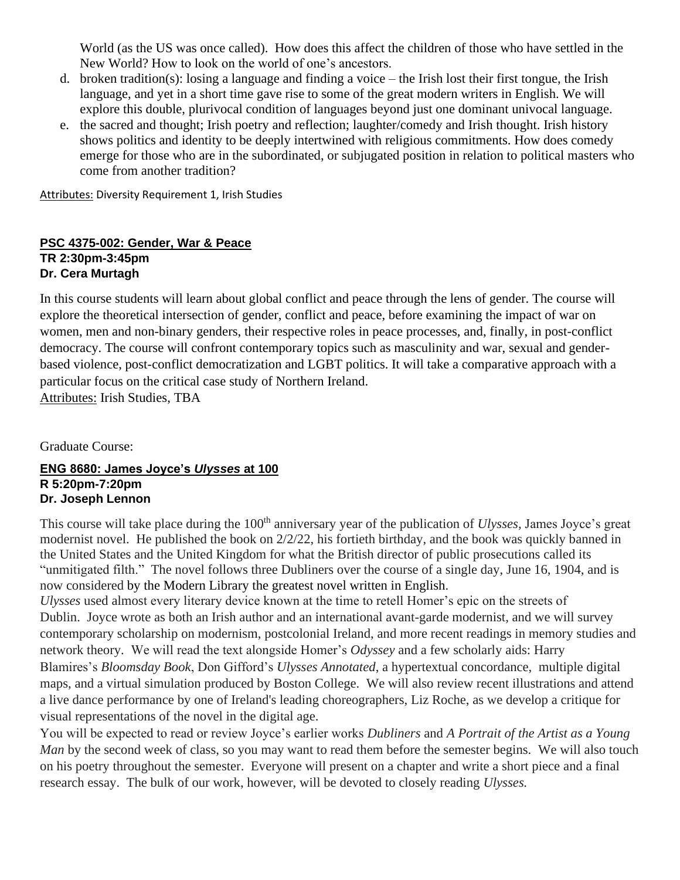World (as the US was once called). How does this affect the children of those who have settled in the New World? How to look on the world of one's ancestors.

d. broken tradition(s): losing a language and finding a voice – the Irish lost their first tongue, the Irish language, and yet in a short time gave rise to some of the great modern writers in English. We will explore this double, plurivocal condition of languages beyond just one dominant univocal language.
e. the sacred and thought; Irish poetry and reflection; laughter/comedy and Irish thought. Irish history shows politics and identity to be deeply intertwined with religious commitments. How does comedy emerge for those who are in the subordinated, or subjugated position in relation to political masters who come from another tradition?

Attributes: Diversity Requirement 1, Irish Studies

**PSC 4375-002: Gender, War & Peace**
**TR 2:30pm-3:45pm**
**Dr. Cera Murtagh**

In this course students will learn about global conflict and peace through the lens of gender. The course will explore the theoretical intersection of gender, conflict and peace, before examining the impact of war on women, men and non-binary genders, their respective roles in peace processes, and, finally, in post-conflict democracy. The course will confront contemporary topics such as masculinity and war, sexual and gender-based violence, post-conflict democratization and LGBT politics. It will take a comparative approach with a particular focus on the critical case study of Northern Ireland.
Attributes: Irish Studies, TBA

Graduate Course:

**ENG 8680: James Joyce's *Ulysses* at 100**
**R 5:20pm-7:20pm**
**Dr. Joseph Lennon**

This course will take place during the 100th anniversary year of the publication of *Ulysses,* James Joyce's great modernist novel. He published the book on 2/2/22, his fortieth birthday, and the book was quickly banned in the United States and the United Kingdom for what the British director of public prosecutions called its "unmitigated filth." The novel follows three Dubliners over the course of a single day, June 16, 1904, and is now considered by the Modern Library the greatest novel written in English.
*Ulysses* used almost every literary device known at the time to retell Homer's epic on the streets of Dublin. Joyce wrote as both an Irish author and an international avant-garde modernist, and we will survey contemporary scholarship on modernism, postcolonial Ireland, and more recent readings in memory studies and network theory. We will read the text alongside Homer's *Odyssey* and a few scholarly aids: Harry Blamires's *Bloomsday Book*, Don Gifford's *Ulysses Annotated*, a hypertextual concordance, multiple digital maps, and a virtual simulation produced by Boston College. We will also review recent illustrations and attend a live dance performance by one of Ireland's leading choreographers, Liz Roche, as we develop a critique for visual representations of the novel in the digital age.
You will be expected to read or review Joyce's earlier works *Dubliners* and *A Portrait of the Artist as a Young Man* by the second week of class, so you may want to read them before the semester begins. We will also touch on his poetry throughout the semester. Everyone will present on a chapter and write a short piece and a final research essay. The bulk of our work, however, will be devoted to closely reading *Ulysses.*